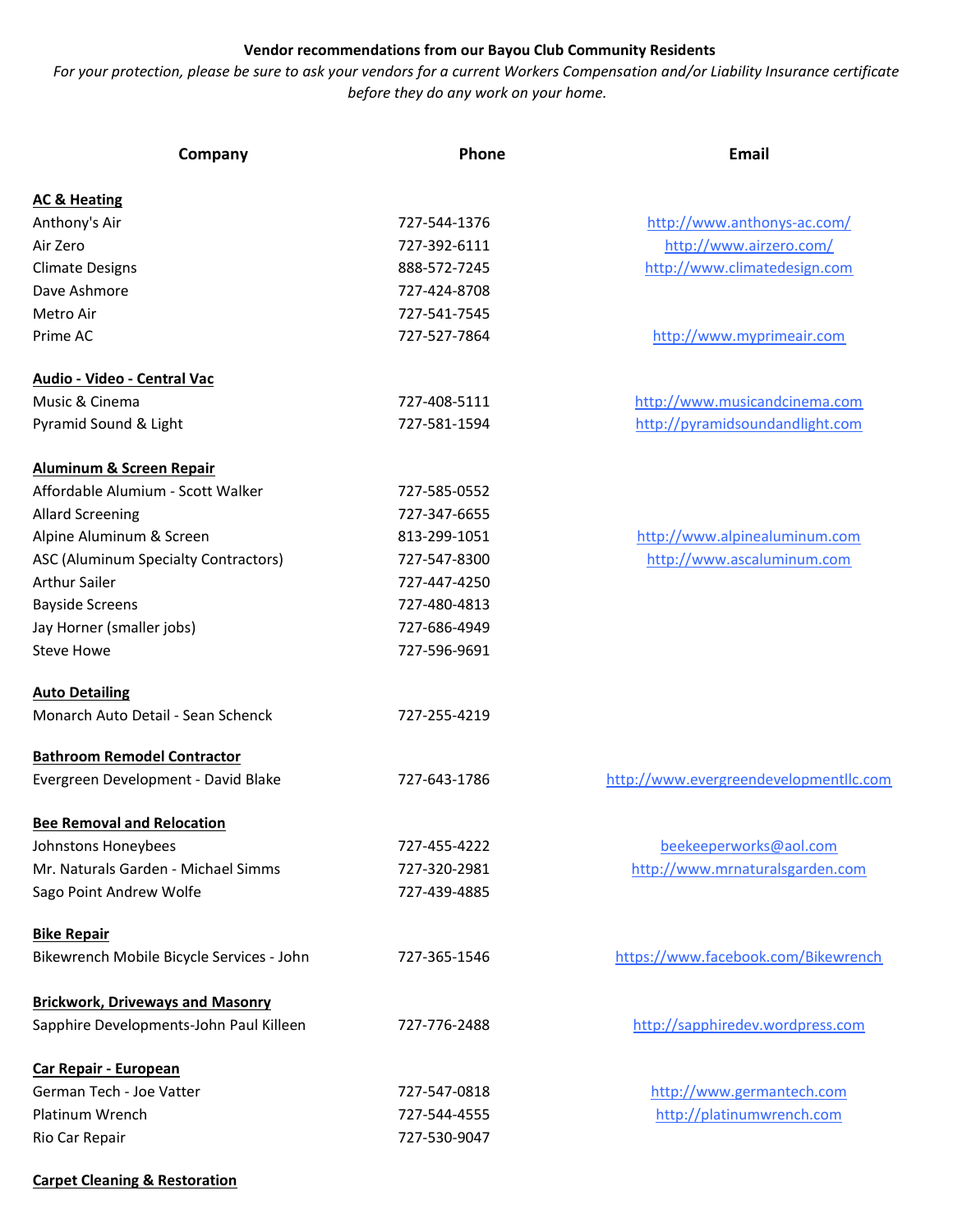**Vendor recommendations from our Bayou Club Community Residents**

*For your protection, please be sure to ask your vendors for a current Workers Compensation and/or Liability Insurance certificate before they do any work on your home.*

| Company | Phone | Email |
|---|---|---|
| **AC & Heating** | | |
| Anthony's Air | 727-544-1376 | http://www.anthonys-ac.com/ |
| Air Zero | 727-392-6111 | http://www.airzero.com/ |
| Climate Designs | 888-572-7245 | http://www.climatedesign.com |
| Dave Ashmore | 727-424-8708 | |
| Metro Air | 727-541-7545 | |
| Prime AC | 727-527-7864 | http://www.myprimeair.com |
| **Audio - Video - Central Vac** | | |
| Music & Cinema | 727-408-5111 | http://www.musicandcinema.com |
| Pyramid Sound & Light | 727-581-1594 | http://pyramidsoundandlight.com |
| **Aluminum & Screen Repair** | | |
| Affordable Alumium - Scott Walker | 727-585-0552 | |
| Allard Screening | 727-347-6655 | |
| Alpine Aluminum & Screen | 813-299-1051 | http://www.alpinealuminum.com |
| ASC (Aluminum Specialty Contractors) | 727-547-8300 | http://www.ascaluminum.com |
| Arthur Sailer | 727-447-4250 | |
| Bayside Screens | 727-480-4813 | |
| Jay Horner (smaller jobs) | 727-686-4949 | |
| Steve Howe | 727-596-9691 | |
| **Auto Detailing** | | |
| Monarch Auto Detail - Sean Schenck | 727-255-4219 | |
| **Bathroom Remodel Contractor** | | |
| Evergreen Development - David Blake | 727-643-1786 | http://www.evergreendevelopmentllc.com |
| **Bee Removal and Relocation** | | |
| Johnstons Honeybees | 727-455-4222 | beekeeperworks@aol.com |
| Mr. Naturals Garden - Michael Simms | 727-320-2981 | http://www.mrnaturalsgarden.com |
| Sago Point Andrew Wolfe | 727-439-4885 | |
| **Bike Repair** | | |
| Bikewrench Mobile Bicycle Services - John | 727-365-1546 | https://www.facebook.com/Bikewrench |
| **Brickwork, Driveways and Masonry** | | |
| Sapphire Developments-John Paul Killeen | 727-776-2488 | http://sapphiredev.wordpress.com |
| **Car Repair - European** | | |
| German Tech - Joe Vatter | 727-547-0818 | http://www.germantech.com |
| Platinum Wrench | 727-544-4555 | http://platinumwrench.com |
| Rio Car Repair | 727-530-9047 | |
| **Carpet Cleaning & Restoration** | | |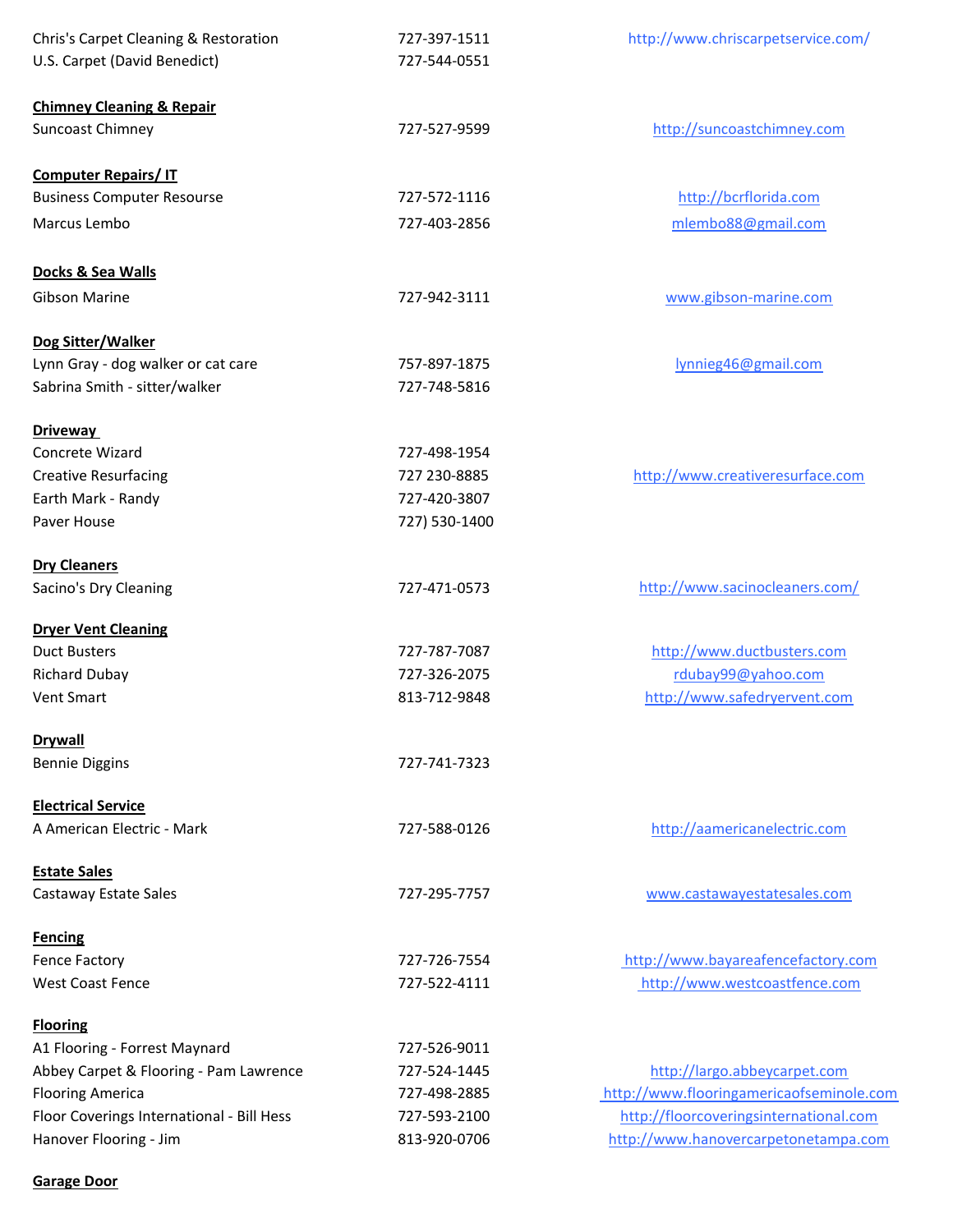| | | |
|---|---|---|
| Chris's Carpet Cleaning & Restoration | 727-397-1511 | http://www.chriscarpetservice.com/ |
| U.S. Carpet (David Benedict) | 727-544-0551 | |

**Chimney Cleaning & Repair**

| | | |
|---|---|---|
| Suncoast Chimney | 727-527-9599 | http://suncoastchimney.com |

**Computer Repairs/ IT**

| | | |
|---|---|---|
| Business Computer Resourse | 727-572-1116 | http://bcrflorida.com |
| Marcus Lembo | 727-403-2856 | mlembo88@gmail.com |

**Docks & Sea Walls**

| | | |
|---|---|---|
| Gibson Marine | 727-942-3111 | www.gibson-marine.com |

**Dog Sitter/Walker**

| | | |
|---|---|---|
| Lynn Gray - dog walker or cat care | 757-897-1875 | lynnieg46@gmail.com |
| Sabrina Smith - sitter/walker | 727-748-5816 | |

**Driveway**

| | | |
|---|---|---|
| Concrete Wizard | 727-498-1954 | |
| Creative Resurfacing | 727 230-8885 | http://www.creativeresurface.com |
| Earth Mark - Randy | 727-420-3807 | |
| Paver House | 727) 530-1400 | |

**Dry Cleaners**

| | | |
|---|---|---|
| Sacino's Dry Cleaning | 727-471-0573 | http://www.sacinocleaners.com/ |

**Dryer Vent Cleaning**

| | | |
|---|---|---|
| Duct Busters | 727-787-7087 | http://www.ductbusters.com |
| Richard Dubay | 727-326-2075 | rdubay99@yahoo.com |
| Vent Smart | 813-712-9848 | http://www.safedryervent.com |

**Drywall**

| | | |
|---|---|---|
| Bennie Diggins | 727-741-7323 | |

**Electrical Service**

| | | |
|---|---|---|
| A American Electric - Mark | 727-588-0126 | http://aamericanelectric.com |

**Estate Sales**

| | | |
|---|---|---|
| Castaway Estate Sales | 727-295-7757 | www.castawayestatesales.com |

**Fencing**

| | | |
|---|---|---|
| Fence Factory | 727-726-7554 | http://www.bayareafencefactory.com |
| West Coast Fence | 727-522-4111 | http://www.westcoastfence.com |

**Flooring**

| | | |
|---|---|---|
| A1 Flooring - Forrest Maynard | 727-526-9011 | |
| Abbey Carpet & Flooring - Pam Lawrence | 727-524-1445 | http://largo.abbeycarpet.com |
| Flooring America | 727-498-2885 | http://www.flooringamericaofseminole.com |
| Floor Coverings International - Bill Hess | 727-593-2100 | http://floorcoveringsinternational.com |
| Hanover Flooring - Jim | 813-920-0706 | http://www.hanovercarpetonetampa.com |

**Garage Door**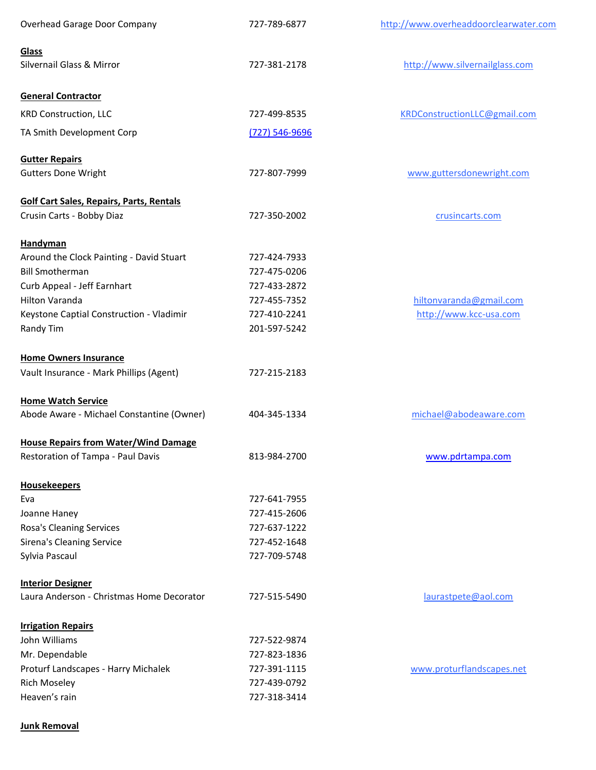| | | |
|---|---|---|
| Overhead Garage Door Company | 727-789-6877 | http://www.overheaddoorclearwater.com |
| **Glass** | | |
| Silvernail Glass & Mirror | 727-381-2178 | http://www.silvernailglass.com |
| **General Contractor** | | |
| KRD Construction, LLC | 727-499-8535 | KRDConstructionLLC@gmail.com |
| TA Smith Development Corp | (727) 546-9696 | |
| **Gutter Repairs** | | |
| Gutters Done Wright | 727-807-7999 | www.guttersdonewright.com |
| **Golf Cart Sales, Repairs, Parts, Rentals** | | |
| Crusin Carts - Bobby Diaz | 727-350-2002 | crusincarts.com |
| **Handyman** | | |
| Around the Clock Painting - David Stuart | 727-424-7933 | |
| Bill Smotherman | 727-475-0206 | |
| Curb Appeal - Jeff Earnhart | 727-433-2872 | |
| Hilton Varanda | 727-455-7352 | hiltonvaranda@gmail.com |
| Keystone Captial Construction - Vladimir | 727-410-2241 | http://www.kcc-usa.com |
| Randy Tim | 201-597-5242 | |
| **Home Owners Insurance** | | |
| Vault Insurance - Mark Phillips (Agent) | 727-215-2183 | |
| **Home Watch Service** | | |
| Abode Aware - Michael Constantine (Owner) | 404-345-1334 | michael@abodeaware.com |
| **House Repairs from Water/Wind Damage** | | |
| Restoration of Tampa - Paul Davis | 813-984-2700 | www.pdrtampa.com |
| **Housekeepers** | | |
| Eva | 727-641-7955 | |
| Joanne Haney | 727-415-2606 | |
| Rosa's Cleaning Services | 727-637-1222 | |
| Sirena's Cleaning Service | 727-452-1648 | |
| Sylvia Pascaul | 727-709-5748 | |
| **Interior Designer** | | |
| Laura Anderson - Christmas Home Decorator | 727-515-5490 | laurastpete@aol.com |
| **Irrigation Repairs** | | |
| John Williams | 727-522-9874 | |
| Mr. Dependable | 727-823-1836 | |
| Proturf Landscapes - Harry Michalek | 727-391-1115 | www.proturflandscapes.net |
| Rich Moseley | 727-439-0792 | |
| Heaven's rain | 727-318-3414 | |
| **Junk Removal** | | |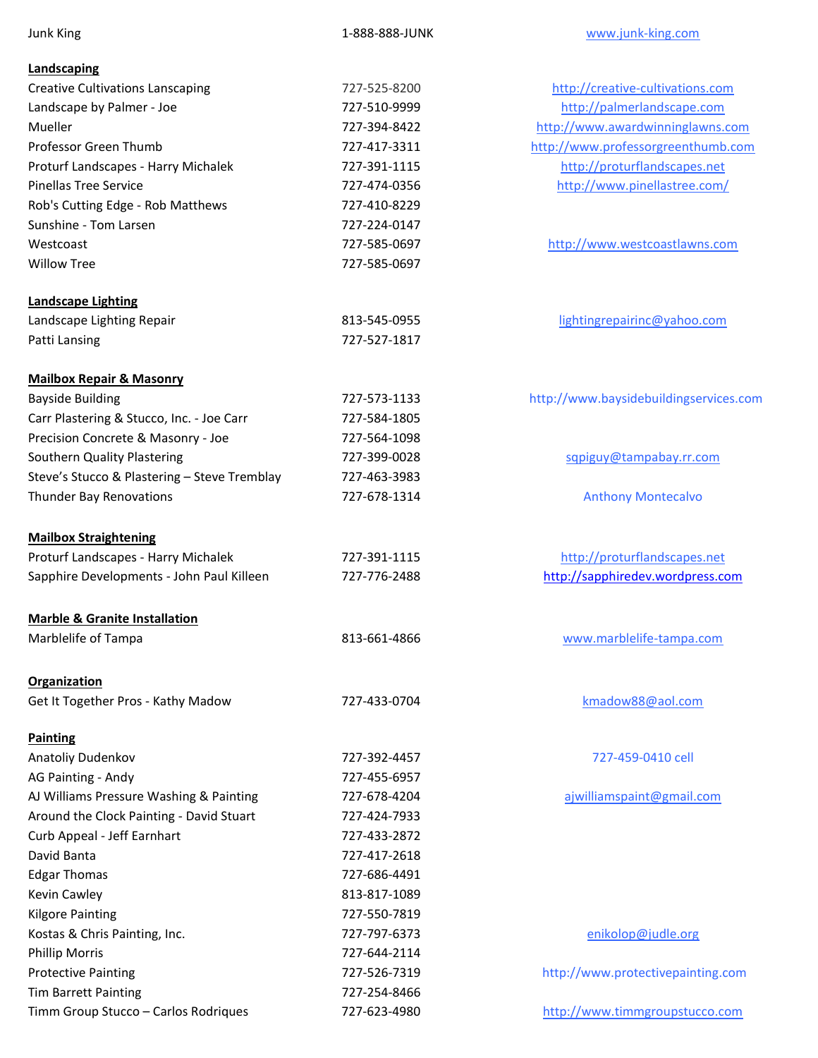| | | |
|---|---|---|
| Junk King | 1-888-888-JUNK | www.junk-king.com |

**Landscaping**

| | | |
|---|---|---|
| Creative Cultivations Lanscaping | 727-525-8200 | http://creative-cultivations.com |
| Landscape by Palmer - Joe | 727-510-9999 | http://palmerlandscape.com |
| Mueller | 727-394-8422 | http://www.awardwinninglawns.com |
| Professor Green Thumb | 727-417-3311 | http://www.professorgreenthumb.com |
| Proturf Landscapes - Harry Michalek | 727-391-1115 | http://proturflandscapes.net |
| Pinellas Tree Service | 727-474-0356 | http://www.pinellastree.com/ |
| Rob's Cutting Edge - Rob Matthews | 727-410-8229 | |
| Sunshine - Tom Larsen | 727-224-0147 | |
| Westcoast | 727-585-0697 | http://www.westcoastlawns.com |
| Willow Tree | 727-585-0697 | |

**Landscape Lighting**

| | | |
|---|---|---|
| Landscape Lighting Repair | 813-545-0955 | lightingrepairinc@yahoo.com |
| Patti Lansing | 727-527-1817 | |

**Mailbox Repair & Masonry**

| | | |
|---|---|---|
| Bayside Building | 727-573-1133 | http://www.baysidebuildingservices.com |
| Carr Plastering & Stucco, Inc. - Joe Carr | 727-584-1805 | |
| Precision Concrete & Masonry - Joe | 727-564-1098 | |
| Southern Quality Plastering | 727-399-0028 | sqpiguy@tampabay.rr.com |
| Steve's Stucco & Plastering – Steve Tremblay | 727-463-3983 | |
| Thunder Bay Renovations | 727-678-1314 | Anthony Montecalvo |

**Mailbox Straightening**

| | | |
|---|---|---|
| Proturf Landscapes - Harry Michalek | 727-391-1115 | http://proturflandscapes.net |
| Sapphire Developments - John Paul Killeen | 727-776-2488 | http://sapphiredev.wordpress.com |

**Marble & Granite Installation**

| | | |
|---|---|---|
| Marblelife of Tampa | 813-661-4866 | www.marblelife-tampa.com |

**Organization**

| | | |
|---|---|---|
| Get It Together Pros - Kathy Madow | 727-433-0704 | kmadow88@aol.com |

**Painting**

| | | |
|---|---|---|
| Anatoliy Dudenkov | 727-392-4457 | 727-459-0410 cell |
| AG Painting - Andy | 727-455-6957 | |
| AJ Williams Pressure Washing & Painting | 727-678-4204 | ajwilliamspaint@gmail.com |
| Around the Clock Painting - David Stuart | 727-424-7933 | |
| Curb Appeal - Jeff Earnhart | 727-433-2872 | |
| David Banta | 727-417-2618 | |
| Edgar Thomas | 727-686-4491 | |
| Kevin Cawley | 813-817-1089 | |
| Kilgore Painting | 727-550-7819 | |
| Kostas & Chris Painting, Inc. | 727-797-6373 | enikolop@judle.org |
| Phillip Morris | 727-644-2114 | |
| Protective Painting | 727-526-7319 | http://www.protectivepainting.com |
| Tim Barrett Painting | 727-254-8466 | |
| Timm Group Stucco – Carlos Rodriques | 727-623-4980 | http://www.timmgroupstucco.com |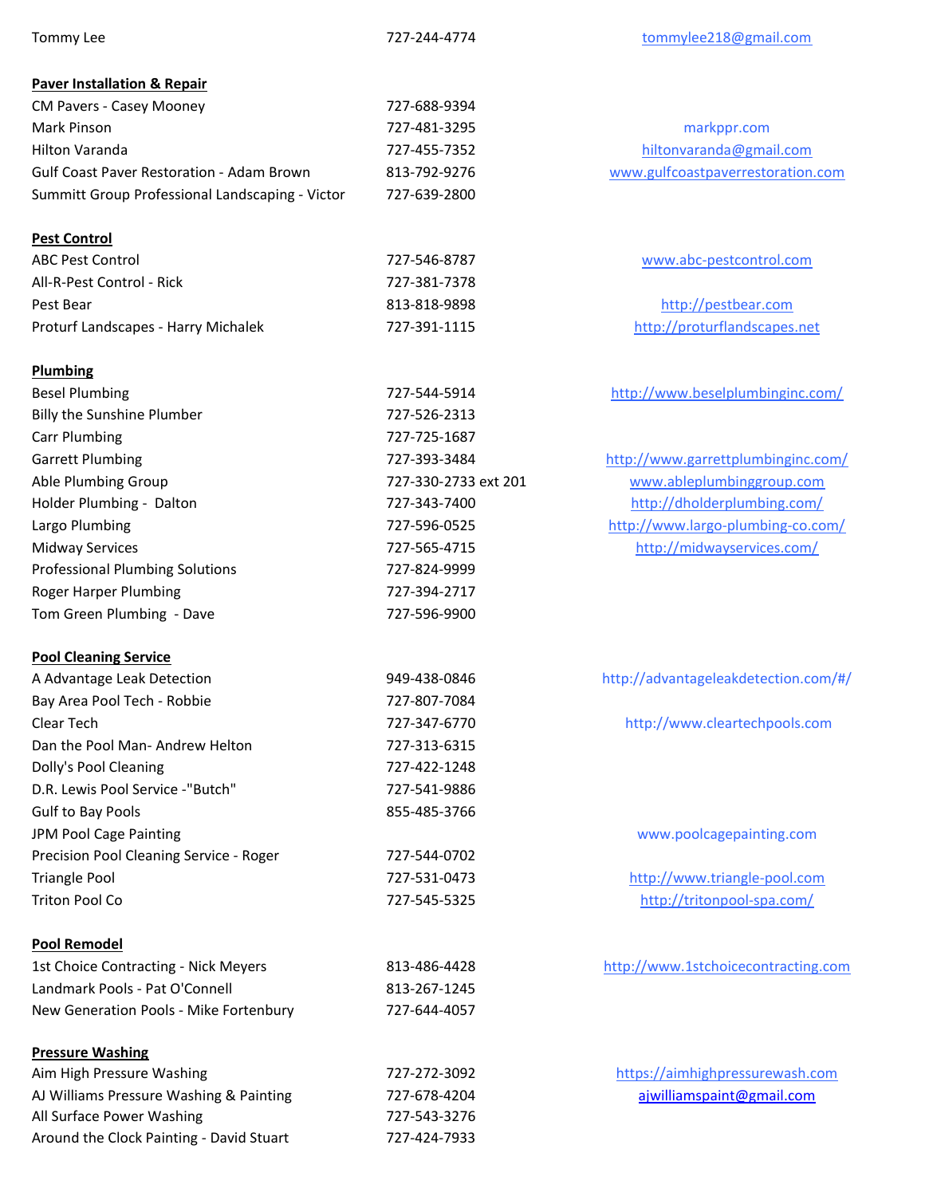| | | |
|---|---|---|
| Tommy Lee | 727-244-4774 | tommylee218@gmail.com |

**Paver Installation & Repair**

| | | |
|---|---|---|
| CM Pavers - Casey Mooney | 727-688-9394 | |
| Mark Pinson | 727-481-3295 | markppr.com |
| Hilton Varanda | 727-455-7352 | hiltonvaranda@gmail.com |
| Gulf Coast Paver Restoration - Adam Brown | 813-792-9276 | www.gulfcoastpaverrestoration.com |
| Summitt Group Professional Landscaping - Victor | 727-639-2800 | |

**Pest Control**

| | | |
|---|---|---|
| ABC Pest Control | 727-546-8787 | www.abc-pestcontrol.com |
| All-R-Pest Control - Rick | 727-381-7378 | |
| Pest Bear | 813-818-9898 | http://pestbear.com |
| Proturf Landscapes - Harry Michalek | 727-391-1115 | http://proturflandscapes.net |

**Plumbing**

| | | |
|---|---|---|
| Besel Plumbing | 727-544-5914 | http://www.beselplumbinginc.com/ |
| Billy the Sunshine Plumber | 727-526-2313 | |
| Carr Plumbing | 727-725-1687 | |
| Garrett Plumbing | 727-393-3484 | http://www.garrettplumbinginc.com/ |
| Able Plumbing Group | 727-330-2733 ext 201 | www.ableplumbinggroup.com |
| Holder Plumbing - Dalton | 727-343-7400 | http://dholderplumbing.com/ |
| Largo Plumbing | 727-596-0525 | http://www.largo-plumbing-co.com/ |
| Midway Services | 727-565-4715 | http://midwayservices.com/ |
| Professional Plumbing Solutions | 727-824-9999 | |
| Roger Harper Plumbing | 727-394-2717 | |
| Tom Green Plumbing - Dave | 727-596-9900 | |

**Pool Cleaning Service**

| | | |
|---|---|---|
| A Advantage Leak Detection | 949-438-0846 | http://advantageleakdetection.com/#/ |
| Bay Area Pool Tech - Robbie | 727-807-7084 | |
| Clear Tech | 727-347-6770 | http://www.cleartechpools.com |
| Dan the Pool Man- Andrew Helton | 727-313-6315 | |
| Dolly's Pool Cleaning | 727-422-1248 | |
| D.R. Lewis Pool Service -"Butch" | 727-541-9886 | |
| Gulf to Bay Pools | 855-485-3766 | |
| JPM Pool Cage Painting | | www.poolcagepainting.com |
| Precision Pool Cleaning Service - Roger | 727-544-0702 | |
| Triangle Pool | 727-531-0473 | http://www.triangle-pool.com |
| Triton Pool Co | 727-545-5325 | http://tritonpool-spa.com/ |

**Pool Remodel**

| | | |
|---|---|---|
| 1st Choice Contracting - Nick Meyers | 813-486-4428 | http://www.1stchoicecontracting.com |
| Landmark Pools - Pat O'Connell | 813-267-1245 | |
| New Generation Pools - Mike Fortenbury | 727-644-4057 | |

**Pressure Washing**

| | | |
|---|---|---|
| Aim High Pressure Washing | 727-272-3092 | https://aimhighpressurewash.com |
| AJ Williams Pressure Washing & Painting | 727-678-4204 | ajwilliamspaint@gmail.com |
| All Surface Power Washing | 727-543-3276 | |
| Around the Clock Painting - David Stuart | 727-424-7933 | |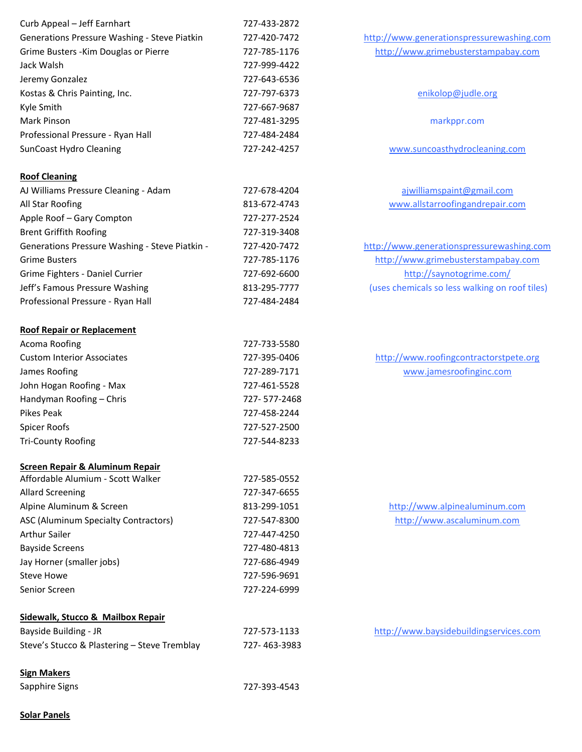| | | |
|---|---|---|
| Curb Appeal – Jeff Earnhart | 727-433-2872 | |
| Generations Pressure Washing - Steve Piatkin | 727-420-7472 | http://www.generationspressurewashing.com |
| Grime Busters -Kim Douglas or Pierre | 727-785-1176 | http://www.grimebusterstampabay.com |
| Jack Walsh | 727-999-4422 | |
| Jeremy Gonzalez | 727-643-6536 | |
| Kostas & Chris Painting, Inc. | 727-797-6373 | enikolop@judle.org |
| Kyle Smith | 727-667-9687 | |
| Mark Pinson | 727-481-3295 | markppr.com |
| Professional Pressure - Ryan Hall | 727-484-2484 | |
| SunCoast Hydro Cleaning | 727-242-4257 | www.suncoasthydrocleaning.com |

**Roof Cleaning**

| | | |
|---|---|---|
| AJ Williams Pressure Cleaning - Adam | 727-678-4204 | ajwilliamspaint@gmail.com |
| All Star Roofing | 813-672-4743 | www.allstarroofingandrepair.com |
| Apple Roof – Gary Compton | 727-277-2524 | |
| Brent Griffith Roofing | 727-319-3408 | |
| Generations Pressure Washing - Steve Piatkin - | 727-420-7472 | http://www.generationspressurewashing.com |
| Grime Busters | 727-785-1176 | http://www.grimebusterstampabay.com |
| Grime Fighters - Daniel Currier | 727-692-6600 | http://saynotogrime.com/ |
| Jeff's Famous Pressure Washing | 813-295-7777 | (uses chemicals so less walking on roof tiles) |
| Professional Pressure - Ryan Hall | 727-484-2484 | |

**Roof Repair or Replacement**

| | | |
|---|---|---|
| Acoma Roofing | 727-733-5580 | |
| Custom Interior Associates | 727-395-0406 | http://www.roofingcontractorstpete.org |
| James Roofing | 727-289-7171 | www.jamesroofinginc.com |
| John Hogan Roofing - Max | 727-461-5528 | |
| Handyman Roofing – Chris | 727- 577-2468 | |
| Pikes Peak | 727-458-2244 | |
| Spicer Roofs | 727-527-2500 | |
| Tri-County Roofing | 727-544-8233 | |

**Screen Repair & Aluminum Repair**

| | | |
|---|---|---|
| Affordable Alumium - Scott Walker | 727-585-0552 | |
| Allard Screening | 727-347-6655 | |
| Alpine Aluminum & Screen | 813-299-1051 | http://www.alpinealuminum.com |
| ASC (Aluminum Specialty Contractors) | 727-547-8300 | http://www.ascaluminum.com |
| Arthur Sailer | 727-447-4250 | |
| Bayside Screens | 727-480-4813 | |
| Jay Horner (smaller jobs) | 727-686-4949 | |
| Steve Howe | 727-596-9691 | |
| Senior Screen | 727-224-6999 | |

**Sidewalk, Stucco & Mailbox Repair**

| | | |
|---|---|---|
| Bayside Building - JR | 727-573-1133 | http://www.baysidebuildingservices.com |
| Steve's Stucco & Plastering – Steve Tremblay | 727- 463-3983 | |

**Sign Makers**

| | | |
|---|---|---|
| Sapphire Signs | 727-393-4543 | |

**Solar Panels**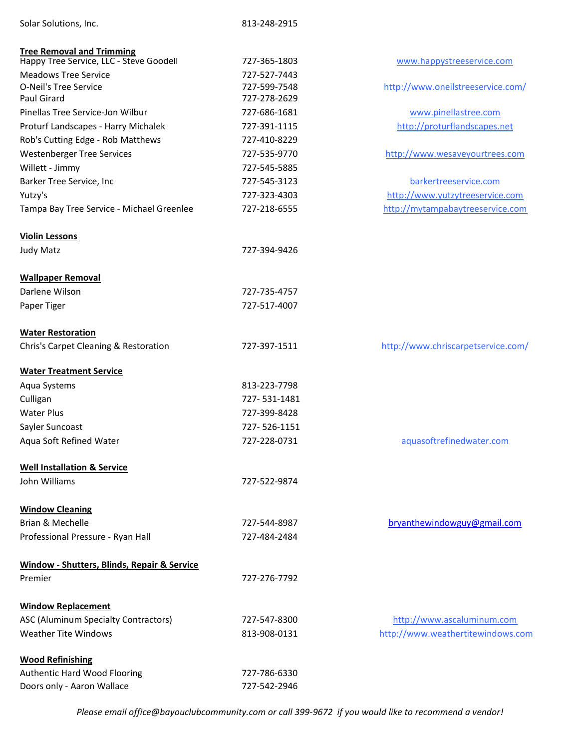| | | |
|---|---|---|
| Solar Solutions, Inc. | 813-248-2915 | |

**Tree Removal and Trimming**

| | | |
|---|---|---|
| Happy Tree Service, LLC - Steve Goodell | 727-365-1803 | www.happystreeservice.com |
| Meadows Tree Service | 727-527-7443 | |
| O-Neil's Tree Service | 727-599-7548 | http://www.oneilstreeservice.com/ |
| Paul Girard | 727-278-2629 | |
| Pinellas Tree Service-Jon Wilbur | 727-686-1681 | www.pinellastree.com |
| Proturf Landscapes - Harry Michalek | 727-391-1115 | http://proturflandscapes.net |
| Rob's Cutting Edge - Rob Matthews | 727-410-8229 | |
| Westenberger Tree Services | 727-535-9770 | http://www.wesaveyourtrees.com |
| Willett - Jimmy | 727-545-5885 | |
| Barker Tree Service, Inc | 727-545-3123 | barkertreeservice.com |
| Yutzy's | 727-323-4303 | http://www.yutzytreeservice.com |
| Tampa Bay Tree Service - Michael Greenlee | 727-218-6555 | http://mytampabaytreeservice.com |

**Violin Lessons**

| | | |
|---|---|---|
| Judy Matz | 727-394-9426 | |

**Wallpaper Removal**

| | | |
|---|---|---|
| Darlene Wilson | 727-735-4757 | |
| Paper Tiger | 727-517-4007 | |

**Water Restoration**

| | | |
|---|---|---|
| Chris's Carpet Cleaning & Restoration | 727-397-1511 | http://www.chriscarpetservice.com/ |

**Water Treatment Service**

| | | |
|---|---|---|
| Aqua Systems | 813-223-7798 | |
| Culligan | 727- 531-1481 | |
| Water Plus | 727-399-8428 | |
| Sayler Suncoast | 727- 526-1151 | |
| Aqua Soft Refined Water | 727-228-0731 | aquasoftrefinedwater.com |

**Well Installation & Service**

| | | |
|---|---|---|
| John Williams | 727-522-9874 | |

**Window Cleaning**

| | | |
|---|---|---|
| Brian & Mechelle | 727-544-8987 | bryanthewindowguy@gmail.com |
| Professional Pressure - Ryan Hall | 727-484-2484 | |

**Window - Shutters, Blinds, Repair & Service**

| | | |
|---|---|---|
| Premier | 727-276-7792 | |

**Window Replacement**

| | | |
|---|---|---|
| ASC (Aluminum Specialty Contractors) | 727-547-8300 | http://www.ascaluminum.com |
| Weather Tite Windows | 813-908-0131 | http://www.weathertitewindows.com |

**Wood Refinishing**

| | | |
|---|---|---|
| Authentic Hard Wood Flooring | 727-786-6330 | |
| Doors only - Aaron Wallace | 727-542-2946 | |

*Please email office@bayouclubcommunity.com or call 399-9672 if you would like to recommend a vendor!*